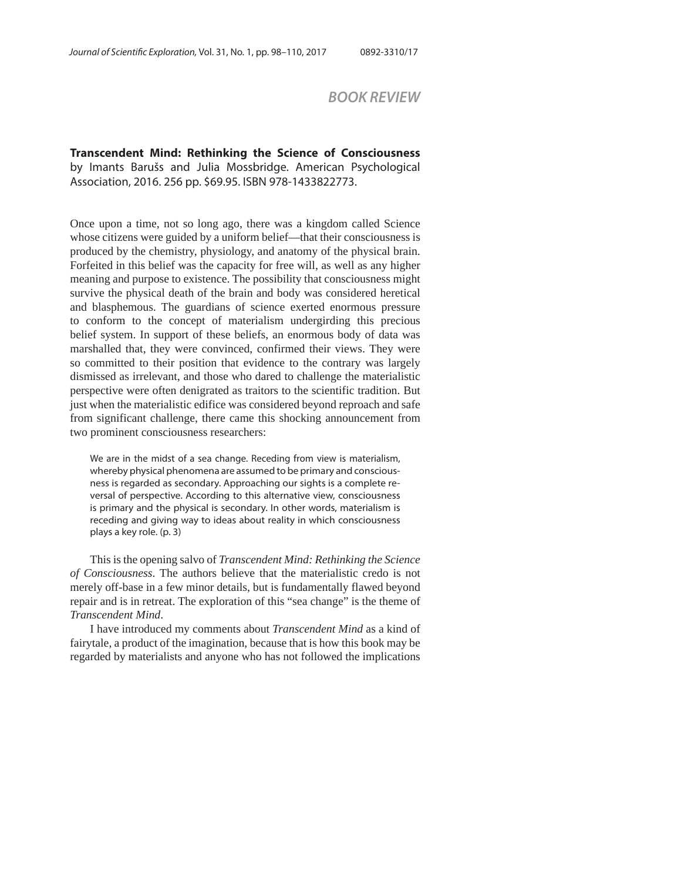# BOOK REVIEW

**Transcendent Mind: Rethinking the Science of Consciousness** by Imants Barušs and Julia Mossbridge. American Psychological Association, 2016. 256 pp. $69.95. ISBN 978-1433822773.

Once upon a time, not so long ago, there was a kingdom called Science whose citizens were guided by a uniform belief—that their consciousness is produced by the chemistry, physiology, and anatomy of the physical brain. Forfeited in this belief was the capacity for free will, as well as any higher meaning and purpose to existence. The possibility that consciousness might survive the physical death of the brain and body was considered heretical and blasphemous. The guardians of science exerted enormous pressure to conform to the concept of materialism undergirding this precious belief system. In support of these beliefs, an enormous body of data was marshalled that, they were convinced, confirmed their views. They were so committed to their position that evidence to the contrary was largely dismissed as irrelevant, and those who dared to challenge the materialistic perspective were often denigrated as traitors to the scientific tradition. But just when the materialistic edifice was considered beyond reproach and safe from significant challenge, there came this shocking announcement from two prominent consciousness researchers:

> We are in the midst of a sea change. Receding from view is materialism, whereby physical phenomena are assumed to be primary and consciousness is regarded as secondary. Approaching our sights is a complete reversal of perspective. According to this alternative view, consciousness is primary and the physical is secondary. In other words, materialism is receding and giving way to ideas about reality in which consciousness plays a key role. (p. 3)

This is the opening salvo of *Transcendent Mind: Rethinking the Science of Consciousness*. The authors believe that the materialistic credo is not merely off-base in a few minor details, but is fundamentally flawed beyond repair and is in retreat. The exploration of this "sea change" is the theme of *Transcendent Mind*.

I have introduced my comments about *Transcendent Mind* as a kind of fairytale, a product of the imagination, because that is how this book may be regarded by materialists and anyone who has not followed the implications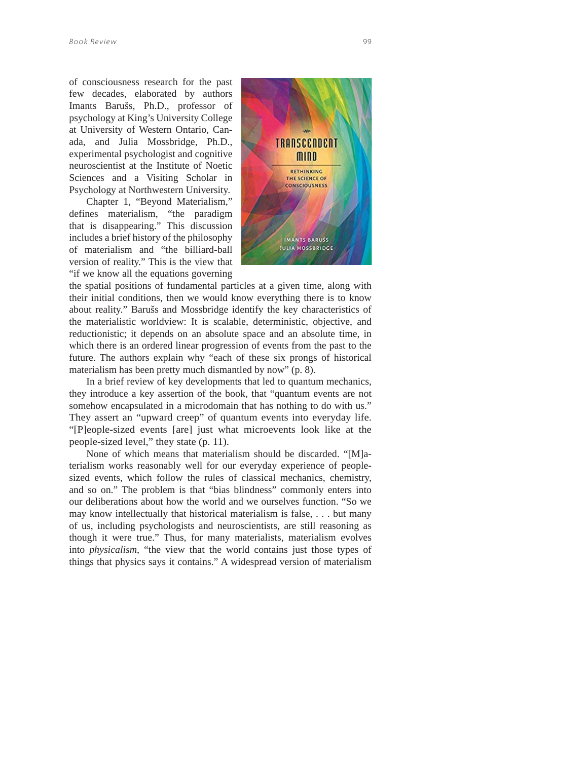of consciousness research for the past few decades, elaborated by authors Imants Barušs, Ph.D., professor of psychology at King's University College at University of Western Ontario, Canada, and Julia Mossbridge, Ph.D., experimental psychologist and cognitive neuroscientist at the Institute of Noetic Sciences and a Visiting Scholar in Psychology at Northwestern University.

Chapter 1, "Beyond Materialism," defines materialism, "the paradigm that is disappearing." This discussion includes a brief history of the philosophy of materialism and "the billiard-ball version of reality." This is the view that "if we know all the equations governing the spatial positions of fundamental particles at a given time, along with their initial conditions, then we would know everything there is to know about reality." Barušs and Mossbridge identify the key characteristics of the materialistic worldview: It is scalable, deterministic, objective, and reductionistic; it depends on an absolute space and an absolute time, in which there is an ordered linear progression of events from the past to the future. The authors explain why "each of these six prongs of historical materialism has been pretty much dismantled by now" (p. 8).

In a brief review of key developments that led to quantum mechanics, they introduce a key assertion of the book, that "quantum events are not somehow encapsulated in a microdomain that has nothing to do with us." They assert an "upward creep" of quantum events into everyday life. "[P]eople-sized events [are] just what microevents look like at the people-sized level," they state (p. 11).

None of which means that materialism should be discarded. "[M]aterialism works reasonably well for our everyday experience of people-sized events, which follow the rules of classical mechanics, chemistry, and so on." The problem is that "bias blindness" commonly enters into our deliberations about how the world and we ourselves function. "So we may know intellectually that historical materialism is false, . . . but many of us, including psychologists and neuroscientists, are still reasoning as though it were true." Thus, for many materialists, materialism evolves into *physicalism*, "the view that the world contains just those types of things that physics says it contains." A widespread version of materialism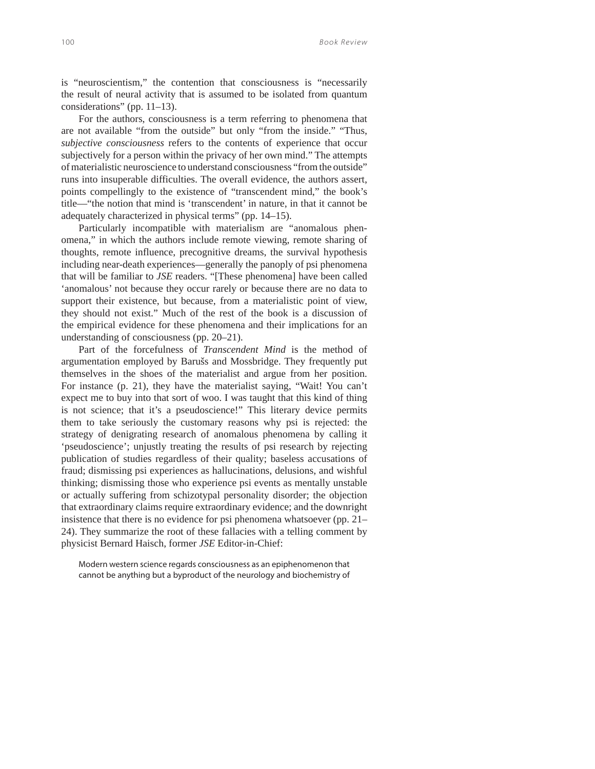is "neuroscientism," the contention that consciousness is "necessarily the result of neural activity that is assumed to be isolated from quantum considerations" (pp. 11–13).

For the authors, consciousness is a term referring to phenomena that are not available "from the outside" but only "from the inside." "Thus, *subjective consciousness* refers to the contents of experience that occur subjectively for a person within the privacy of her own mind." The attempts of materialistic neuroscience to understand consciousness "from the outside" runs into insuperable difficulties. The overall evidence, the authors assert, points compellingly to the existence of "transcendent mind," the book's title—"the notion that mind is 'transcendent' in nature, in that it cannot be adequately characterized in physical terms" (pp. 14–15).

Particularly incompatible with materialism are "anomalous phenomena," in which the authors include remote viewing, remote sharing of thoughts, remote influence, precognitive dreams, the survival hypothesis including near-death experiences—generally the panoply of psi phenomena that will be familiar to *JSE* readers. "[These phenomena] have been called 'anomalous' not because they occur rarely or because there are no data to support their existence, but because, from a materialistic point of view, they should not exist." Much of the rest of the book is a discussion of the empirical evidence for these phenomena and their implications for an understanding of consciousness (pp. 20–21).

Part of the forcefulness of *Transcendent Mind* is the method of argumentation employed by Barušs and Mossbridge. They frequently put themselves in the shoes of the materialist and argue from her position. For instance (p. 21), they have the materialist saying, "Wait! You can't expect me to buy into that sort of woo. I was taught that this kind of thing is not science; that it's a pseudoscience!" This literary device permits them to take seriously the customary reasons why psi is rejected: the strategy of denigrating research of anomalous phenomena by calling it 'pseudoscience'; unjustly treating the results of psi research by rejecting publication of studies regardless of their quality; baseless accusations of fraud; dismissing psi experiences as hallucinations, delusions, and wishful thinking; dismissing those who experience psi events as mentally unstable or actually suffering from schizotypal personality disorder; the objection that extraordinary claims require extraordinary evidence; and the downright insistence that there is no evidence for psi phenomena whatsoever (pp. 21–24). They summarize the root of these fallacies with a telling comment by physicist Bernard Haisch, former *JSE* Editor-in-Chief:

> Modern western science regards consciousness as an epiphenomenon that cannot be anything but a byproduct of the neurology and biochemistry of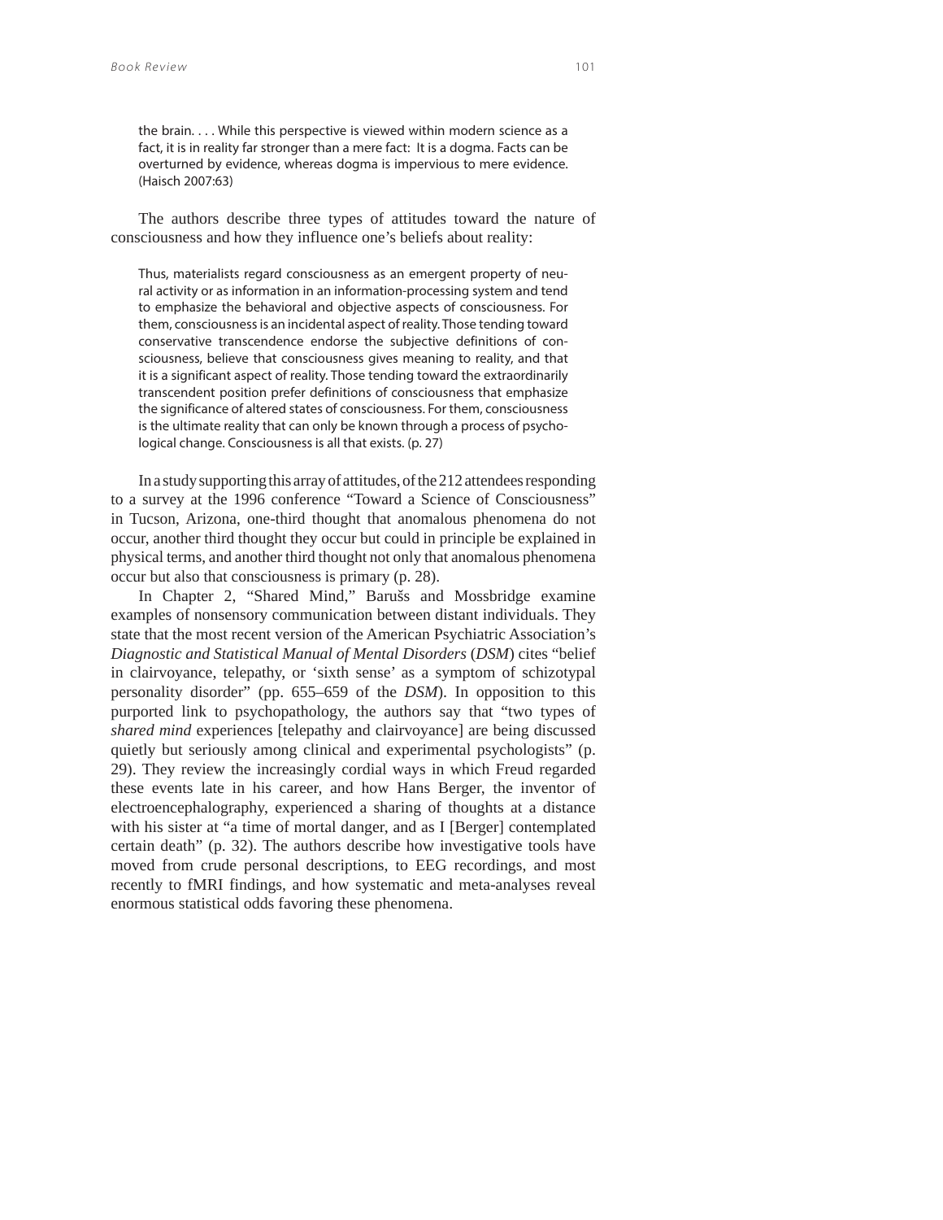> the brain. . . . While this perspective is viewed within modern science as a fact, it is in reality far stronger than a mere fact: It is a dogma. Facts can be overturned by evidence, whereas dogma is impervious to mere evidence. (Haisch 2007:63)

The authors describe three types of attitudes toward the nature of consciousness and how they influence one's beliefs about reality:

> Thus, materialists regard consciousness as an emergent property of neural activity or as information in an information-processing system and tend to emphasize the behavioral and objective aspects of consciousness. For them, consciousness is an incidental aspect of reality. Those tending toward conservative transcendence endorse the subjective definitions of consciousness, believe that consciousness gives meaning to reality, and that it is a significant aspect of reality. Those tending toward the extraordinarily transcendent position prefer definitions of consciousness that emphasize the significance of altered states of consciousness. For them, consciousness is the ultimate reality that can only be known through a process of psychological change. Consciousness is all that exists. (p. 27)

In a study supporting this array of attitudes, of the 212 attendees responding to a survey at the 1996 conference "Toward a Science of Consciousness" in Tucson, Arizona, one-third thought that anomalous phenomena do not occur, another third thought they occur but could in principle be explained in physical terms, and another third thought not only that anomalous phenomena occur but also that consciousness is primary (p. 28).

In Chapter 2, "Shared Mind," Barušs and Mossbridge examine examples of nonsensory communication between distant individuals. They state that the most recent version of the American Psychiatric Association's *Diagnostic and Statistical Manual of Mental Disorders* (*DSM*) cites "belief in clairvoyance, telepathy, or 'sixth sense' as a symptom of schizotypal personality disorder" (pp. 655–659 of the *DSM*). In opposition to this purported link to psychopathology, the authors say that "two types of *shared mind* experiences [telepathy and clairvoyance] are being discussed quietly but seriously among clinical and experimental psychologists" (p. 29). They review the increasingly cordial ways in which Freud regarded these events late in his career, and how Hans Berger, the inventor of electroencephalography, experienced a sharing of thoughts at a distance with his sister at "a time of mortal danger, and as I [Berger] contemplated certain death" (p. 32). The authors describe how investigative tools have moved from crude personal descriptions, to EEG recordings, and most recently to fMRI findings, and how systematic and meta-analyses reveal enormous statistical odds favoring these phenomena.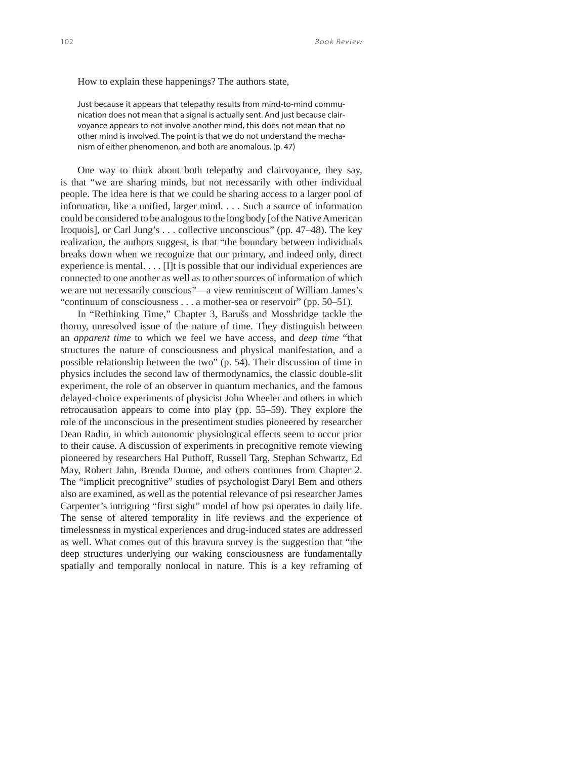How to explain these happenings? The authors state,

> Just because it appears that telepathy results from mind-to-mind communication does not mean that a signal is actually sent. And just because clairvoyance appears to not involve another mind, this does not mean that no other mind is involved. The point is that we do not understand the mechanism of either phenomenon, and both are anomalous. (p. 47)

One way to think about both telepathy and clairvoyance, they say, is that "we are sharing minds, but not necessarily with other individual people. The idea here is that we could be sharing access to a larger pool of information, like a unified, larger mind. . . . Such a source of information could be considered to be analogous to the long body [of the Native American Iroquois], or Carl Jung's . . . collective unconscious" (pp. 47–48). The key realization, the authors suggest, is that "the boundary between individuals breaks down when we recognize that our primary, and indeed only, direct experience is mental. . . . [I]t is possible that our individual experiences are connected to one another as well as to other sources of information of which we are not necessarily conscious"—a view reminiscent of William James's "continuum of consciousness . . . a mother-sea or reservoir" (pp. 50–51).

In "Rethinking Time," Chapter 3, Barušs and Mossbridge tackle the thorny, unresolved issue of the nature of time. They distinguish between an *apparent time* to which we feel we have access, and *deep time* "that structures the nature of consciousness and physical manifestation, and a possible relationship between the two" (p. 54). Their discussion of time in physics includes the second law of thermodynamics, the classic double-slit experiment, the role of an observer in quantum mechanics, and the famous delayed-choice experiments of physicist John Wheeler and others in which retrocausation appears to come into play (pp. 55–59). They explore the role of the unconscious in the presentiment studies pioneered by researcher Dean Radin, in which autonomic physiological effects seem to occur prior to their cause. A discussion of experiments in precognitive remote viewing pioneered by researchers Hal Puthoff, Russell Targ, Stephan Schwartz, Ed May, Robert Jahn, Brenda Dunne, and others continues from Chapter 2. The "implicit precognitive" studies of psychologist Daryl Bem and others also are examined, as well as the potential relevance of psi researcher James Carpenter's intriguing "first sight" model of how psi operates in daily life. The sense of altered temporality in life reviews and the experience of timelessness in mystical experiences and drug-induced states are addressed as well. What comes out of this bravura survey is the suggestion that "the deep structures underlying our waking consciousness are fundamentally spatially and temporally nonlocal in nature. This is a key reframing of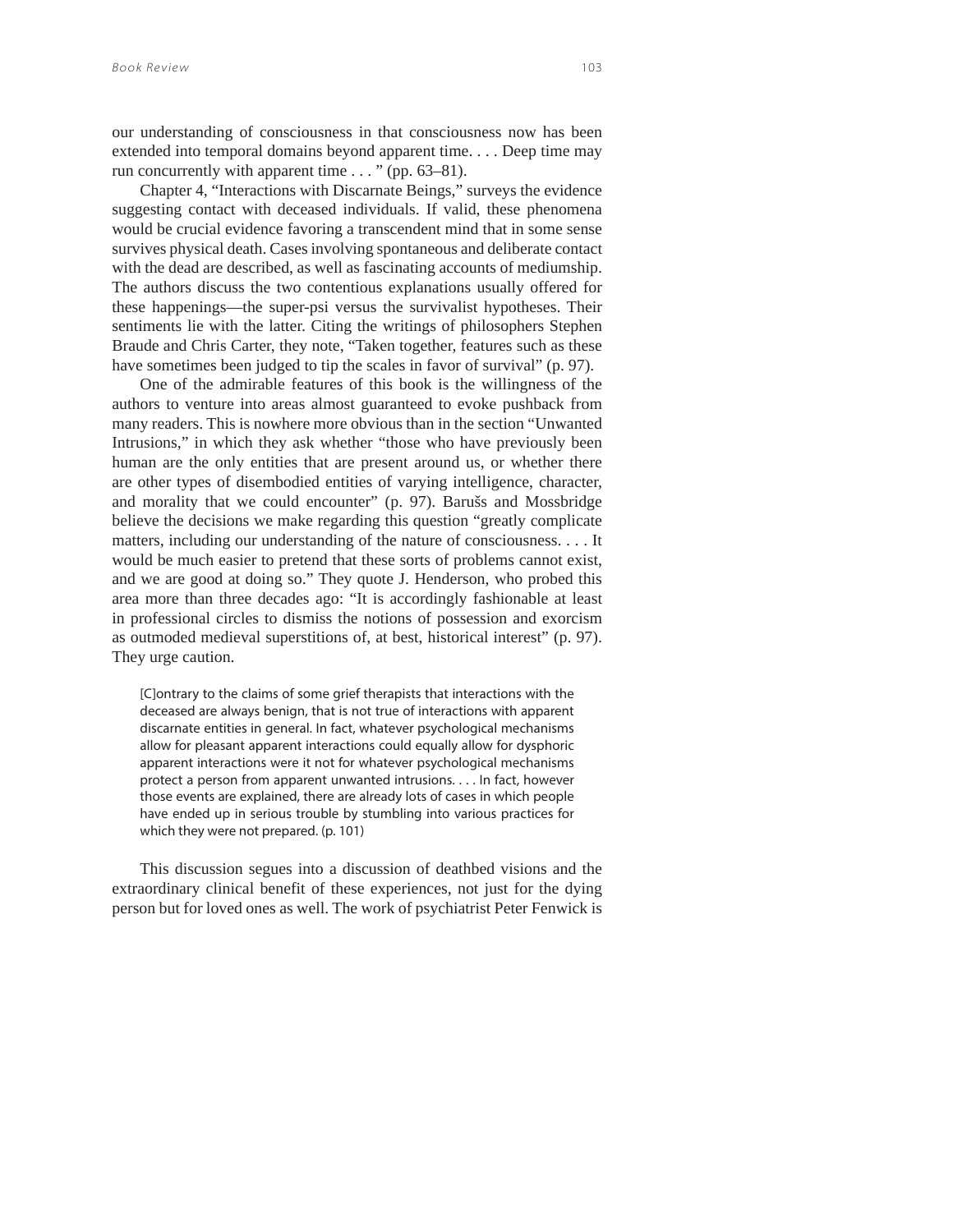our understanding of consciousness in that consciousness now has been extended into temporal domains beyond apparent time. . . . Deep time may run concurrently with apparent time . . . " (pp. 63–81).

Chapter 4, "Interactions with Discarnate Beings," surveys the evidence suggesting contact with deceased individuals. If valid, these phenomena would be crucial evidence favoring a transcendent mind that in some sense survives physical death. Cases involving spontaneous and deliberate contact with the dead are described, as well as fascinating accounts of mediumship. The authors discuss the two contentious explanations usually offered for these happenings—the super-psi versus the survivalist hypotheses. Their sentiments lie with the latter. Citing the writings of philosophers Stephen Braude and Chris Carter, they note, "Taken together, features such as these have sometimes been judged to tip the scales in favor of survival" (p. 97).

One of the admirable features of this book is the willingness of the authors to venture into areas almost guaranteed to evoke pushback from many readers. This is nowhere more obvious than in the section "Unwanted Intrusions," in which they ask whether "those who have previously been human are the only entities that are present around us, or whether there are other types of disembodied entities of varying intelligence, character, and morality that we could encounter" (p. 97). Barušs and Mossbridge believe the decisions we make regarding this question "greatly complicate matters, including our understanding of the nature of consciousness. . . . It would be much easier to pretend that these sorts of problems cannot exist, and we are good at doing so." They quote J. Henderson, who probed this area more than three decades ago: "It is accordingly fashionable at least in professional circles to dismiss the notions of possession and exorcism as outmoded medieval superstitions of, at best, historical interest" (p. 97). They urge caution.

> [C]ontrary to the claims of some grief therapists that interactions with the deceased are always benign, that is not true of interactions with apparent discarnate entities in general. In fact, whatever psychological mechanisms allow for pleasant apparent interactions could equally allow for dysphoric apparent interactions were it not for whatever psychological mechanisms protect a person from apparent unwanted intrusions. . . . In fact, however those events are explained, there are already lots of cases in which people have ended up in serious trouble by stumbling into various practices for which they were not prepared. (p. 101)

This discussion segues into a discussion of deathbed visions and the extraordinary clinical benefit of these experiences, not just for the dying person but for loved ones as well. The work of psychiatrist Peter Fenwick is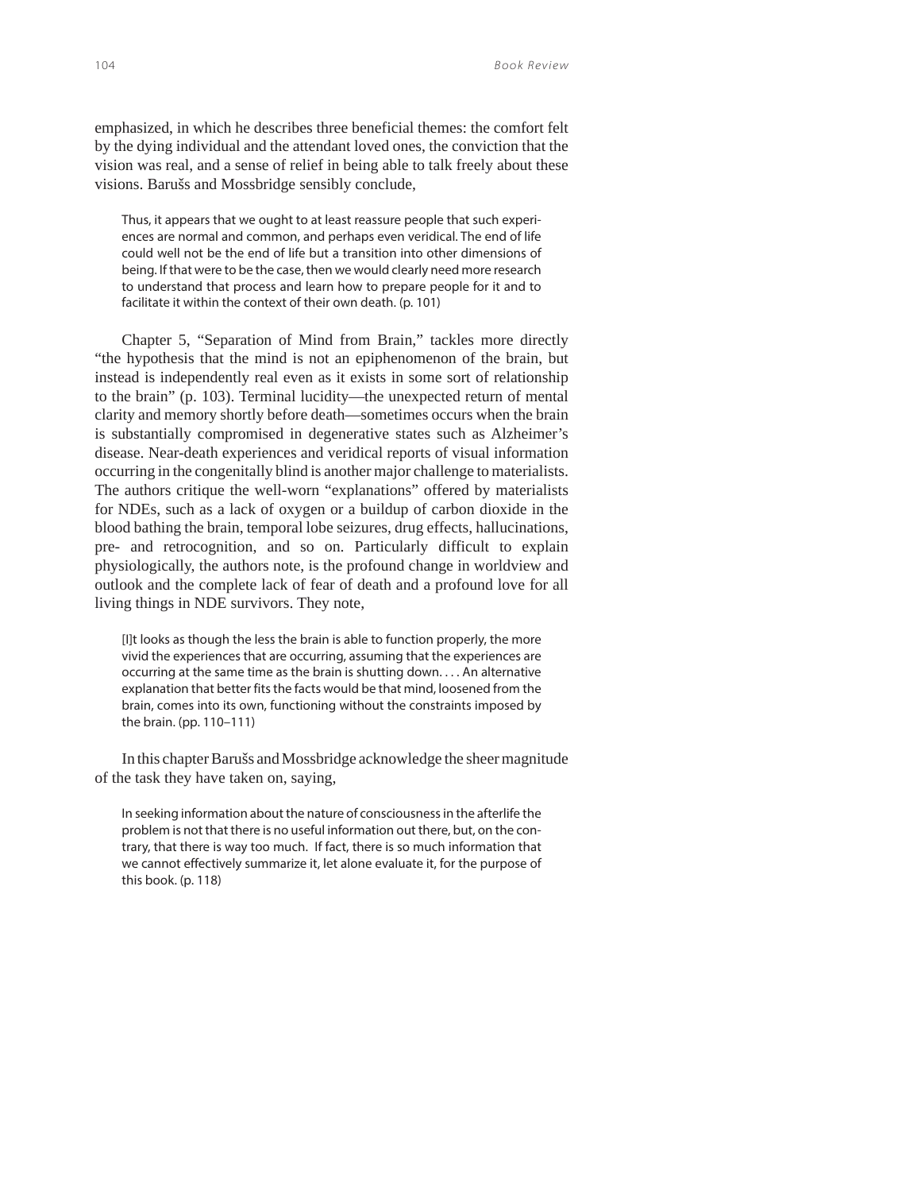emphasized, in which he describes three beneficial themes: the comfort felt by the dying individual and the attendant loved ones, the conviction that the vision was real, and a sense of relief in being able to talk freely about these visions. Barušs and Mossbridge sensibly conclude,

> Thus, it appears that we ought to at least reassure people that such experiences are normal and common, and perhaps even veridical. The end of life could well not be the end of life but a transition into other dimensions of being. If that were to be the case, then we would clearly need more research to understand that process and learn how to prepare people for it and to facilitate it within the context of their own death. (p. 101)

Chapter 5, "Separation of Mind from Brain," tackles more directly "the hypothesis that the mind is not an epiphenomenon of the brain, but instead is independently real even as it exists in some sort of relationship to the brain" (p. 103). Terminal lucidity—the unexpected return of mental clarity and memory shortly before death—sometimes occurs when the brain is substantially compromised in degenerative states such as Alzheimer's disease. Near-death experiences and veridical reports of visual information occurring in the congenitally blind is another major challenge to materialists. The authors critique the well-worn "explanations" offered by materialists for NDEs, such as a lack of oxygen or a buildup of carbon dioxide in the blood bathing the brain, temporal lobe seizures, drug effects, hallucinations, pre- and retrocognition, and so on. Particularly difficult to explain physiologically, the authors note, is the profound change in worldview and outlook and the complete lack of fear of death and a profound love for all living things in NDE survivors. They note,

> [I]t looks as though the less the brain is able to function properly, the more vivid the experiences that are occurring, assuming that the experiences are occurring at the same time as the brain is shutting down. . . . An alternative explanation that better fits the facts would be that mind, loosened from the brain, comes into its own, functioning without the constraints imposed by the brain. (pp. 110–111)

In this chapter Barušs and Mossbridge acknowledge the sheer magnitude of the task they have taken on, saying,

> In seeking information about the nature of consciousness in the afterlife the problem is not that there is no useful information out there, but, on the contrary, that there is way too much. If fact, there is so much information that we cannot effectively summarize it, let alone evaluate it, for the purpose of this book. (p. 118)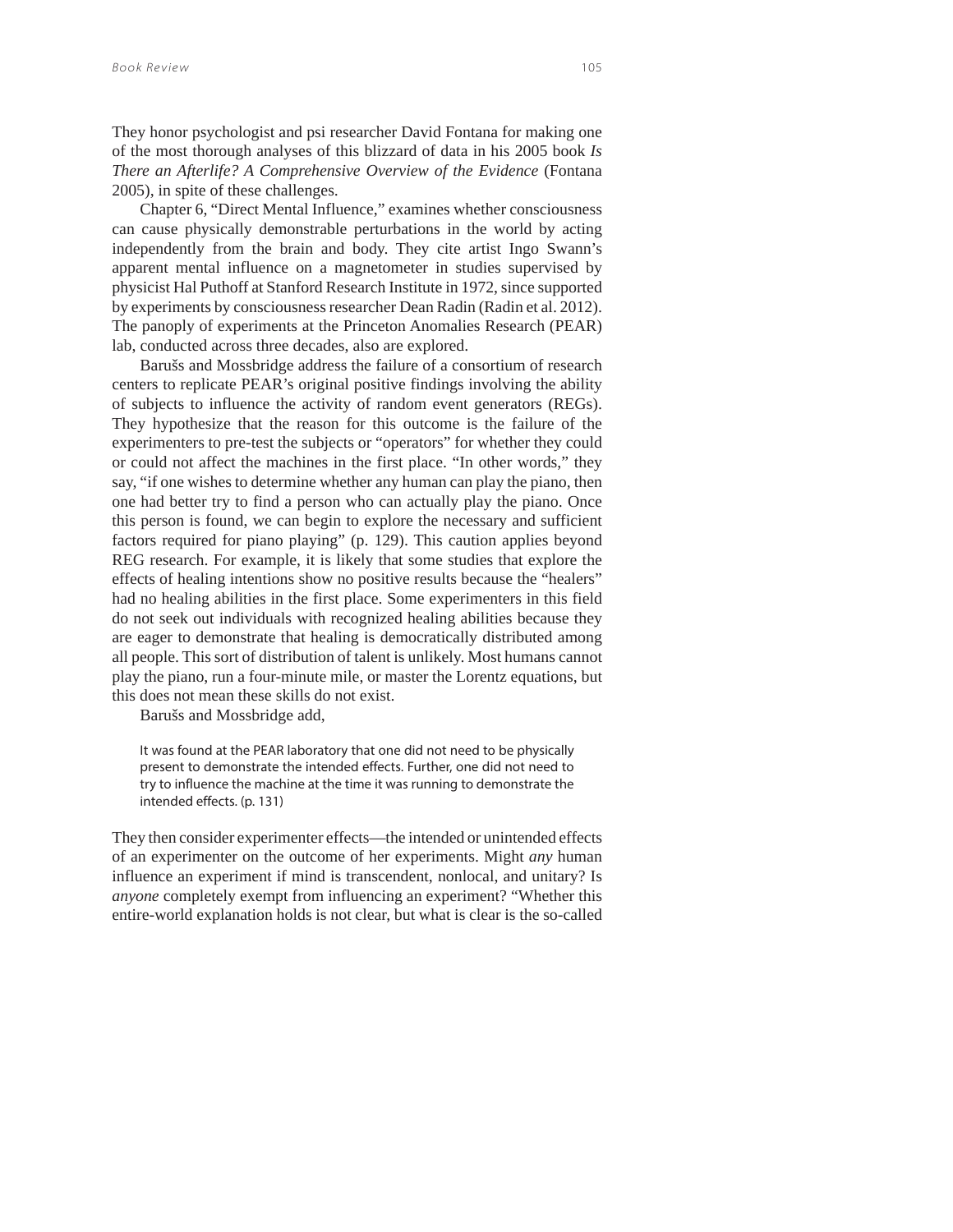They honor psychologist and psi researcher David Fontana for making one of the most thorough analyses of this blizzard of data in his 2005 book *Is There an Afterlife? A Comprehensive Overview of the Evidence* (Fontana 2005), in spite of these challenges.

Chapter 6, “Direct Mental Influence,” examines whether consciousness can cause physically demonstrable perturbations in the world by acting independently from the brain and body. They cite artist Ingo Swann’s apparent mental influence on a magnetometer in studies supervised by physicist Hal Puthoff at Stanford Research Institute in 1972, since supported by experiments by consciousness researcher Dean Radin (Radin et al. 2012). The panoply of experiments at the Princeton Anomalies Research (PEAR) lab, conducted across three decades, also are explored.

Barušs and Mossbridge address the failure of a consortium of research centers to replicate PEAR’s original positive findings involving the ability of subjects to influence the activity of random event generators (REGs). They hypothesize that the reason for this outcome is the failure of the experimenters to pre-test the subjects or “operators” for whether they could or could not affect the machines in the first place. “In other words,” they say, “if one wishes to determine whether any human can play the piano, then one had better try to find a person who can actually play the piano. Once this person is found, we can begin to explore the necessary and sufficient factors required for piano playing” (p. 129). This caution applies beyond REG research. For example, it is likely that some studies that explore the effects of healing intentions show no positive results because the “healers” had no healing abilities in the first place. Some experimenters in this field do not seek out individuals with recognized healing abilities because they are eager to demonstrate that healing is democratically distributed among all people. This sort of distribution of talent is unlikely. Most humans cannot play the piano, run a four-minute mile, or master the Lorentz equations, but this does not mean these skills do not exist.

Barušs and Mossbridge add,

> It was found at the PEAR laboratory that one did not need to be physically present to demonstrate the intended effects. Further, one did not need to try to influence the machine at the time it was running to demonstrate the intended effects. (p. 131)

They then consider experimenter effects—the intended or unintended effects of an experimenter on the outcome of her experiments. Might *any* human influence an experiment if mind is transcendent, nonlocal, and unitary? Is *anyone* completely exempt from influencing an experiment? “Whether this entire-world explanation holds is not clear, but what is clear is the so-called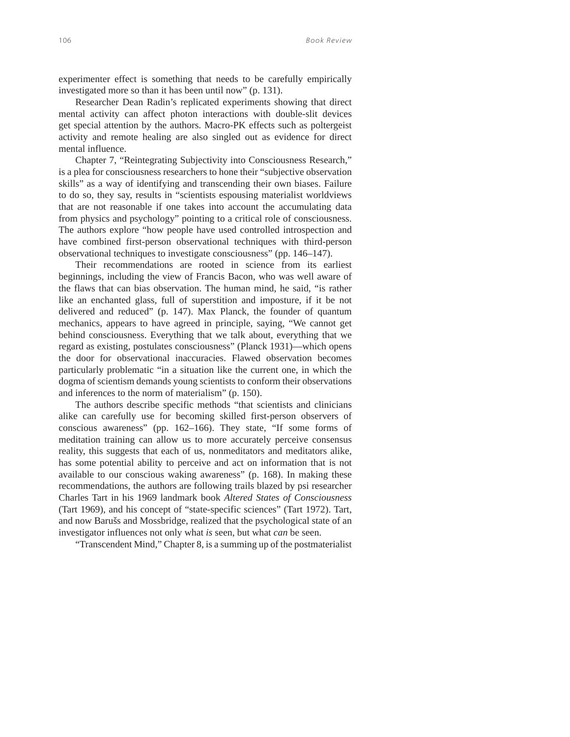experimenter effect is something that needs to be carefully empirically investigated more so than it has been until now" (p. 131).

Researcher Dean Radin's replicated experiments showing that direct mental activity can affect photon interactions with double-slit devices get special attention by the authors. Macro-PK effects such as poltergeist activity and remote healing are also singled out as evidence for direct mental influence.

Chapter 7, "Reintegrating Subjectivity into Consciousness Research," is a plea for consciousness researchers to hone their "subjective observation skills" as a way of identifying and transcending their own biases. Failure to do so, they say, results in "scientists espousing materialist worldviews that are not reasonable if one takes into account the accumulating data from physics and psychology" pointing to a critical role of consciousness. The authors explore "how people have used controlled introspection and have combined first-person observational techniques with third-person observational techniques to investigate consciousness" (pp. 146–147).

Their recommendations are rooted in science from its earliest beginnings, including the view of Francis Bacon, who was well aware of the flaws that can bias observation. The human mind, he said, "is rather like an enchanted glass, full of superstition and imposture, if it be not delivered and reduced" (p. 147). Max Planck, the founder of quantum mechanics, appears to have agreed in principle, saying, "We cannot get behind consciousness. Everything that we talk about, everything that we regard as existing, postulates consciousness" (Planck 1931)—which opens the door for observational inaccuracies. Flawed observation becomes particularly problematic "in a situation like the current one, in which the dogma of scientism demands young scientists to conform their observations and inferences to the norm of materialism" (p. 150).

The authors describe specific methods "that scientists and clinicians alike can carefully use for becoming skilled first-person observers of conscious awareness" (pp. 162–166). They state, "If some forms of meditation training can allow us to more accurately perceive consensus reality, this suggests that each of us, nonmeditators and meditators alike, has some potential ability to perceive and act on information that is not available to our conscious waking awareness" (p. 168). In making these recommendations, the authors are following trails blazed by psi researcher Charles Tart in his 1969 landmark book *Altered States of Consciousness* (Tart 1969), and his concept of "state-specific sciences" (Tart 1972). Tart, and now Barušs and Mossbridge, realized that the psychological state of an investigator influences not only what *is* seen, but what *can* be seen.

"Transcendent Mind," Chapter 8, is a summing up of the postmaterialist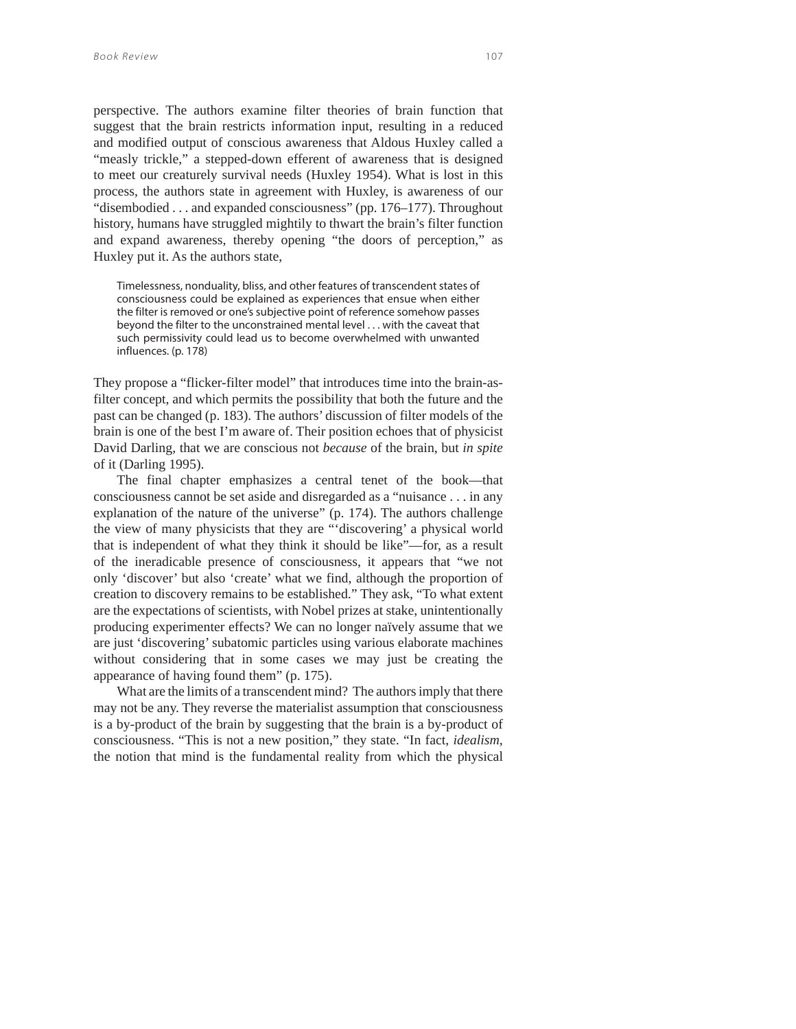perspective. The authors examine filter theories of brain function that suggest that the brain restricts information input, resulting in a reduced and modified output of conscious awareness that Aldous Huxley called a "measly trickle," a stepped-down efferent of awareness that is designed to meet our creaturely survival needs (Huxley 1954). What is lost in this process, the authors state in agreement with Huxley, is awareness of our "disembodied . . . and expanded consciousness" (pp. 176–177). Throughout history, humans have struggled mightily to thwart the brain's filter function and expand awareness, thereby opening "the doors of perception," as Huxley put it. As the authors state,

> Timelessness, nonduality, bliss, and other features of transcendent states of consciousness could be explained as experiences that ensue when either the filter is removed or one's subjective point of reference somehow passes beyond the filter to the unconstrained mental level . . . with the caveat that such permissivity could lead us to become overwhelmed with unwanted influences. (p. 178)

They propose a "flicker-filter model" that introduces time into the brain-as-filter concept, and which permits the possibility that both the future and the past can be changed (p. 183). The authors' discussion of filter models of the brain is one of the best I'm aware of. Their position echoes that of physicist David Darling, that we are conscious not *because* of the brain, but *in spite* of it (Darling 1995).

The final chapter emphasizes a central tenet of the book—that consciousness cannot be set aside and disregarded as a "nuisance . . . in any explanation of the nature of the universe" (p. 174). The authors challenge the view of many physicists that they are "'discovering' a physical world that is independent of what they think it should be like"—for, as a result of the ineradicable presence of consciousness, it appears that "we not only 'discover' but also 'create' what we find, although the proportion of creation to discovery remains to be established." They ask, "To what extent are the expectations of scientists, with Nobel prizes at stake, unintentionally producing experimenter effects? We can no longer naïvely assume that we are just 'discovering' subatomic particles using various elaborate machines without considering that in some cases we may just be creating the appearance of having found them" (p. 175).

What are the limits of a transcendent mind? The authors imply that there may not be any. They reverse the materialist assumption that consciousness is a by-product of the brain by suggesting that the brain is a by-product of consciousness. "This is not a new position," they state. "In fact, *idealism*, the notion that mind is the fundamental reality from which the physical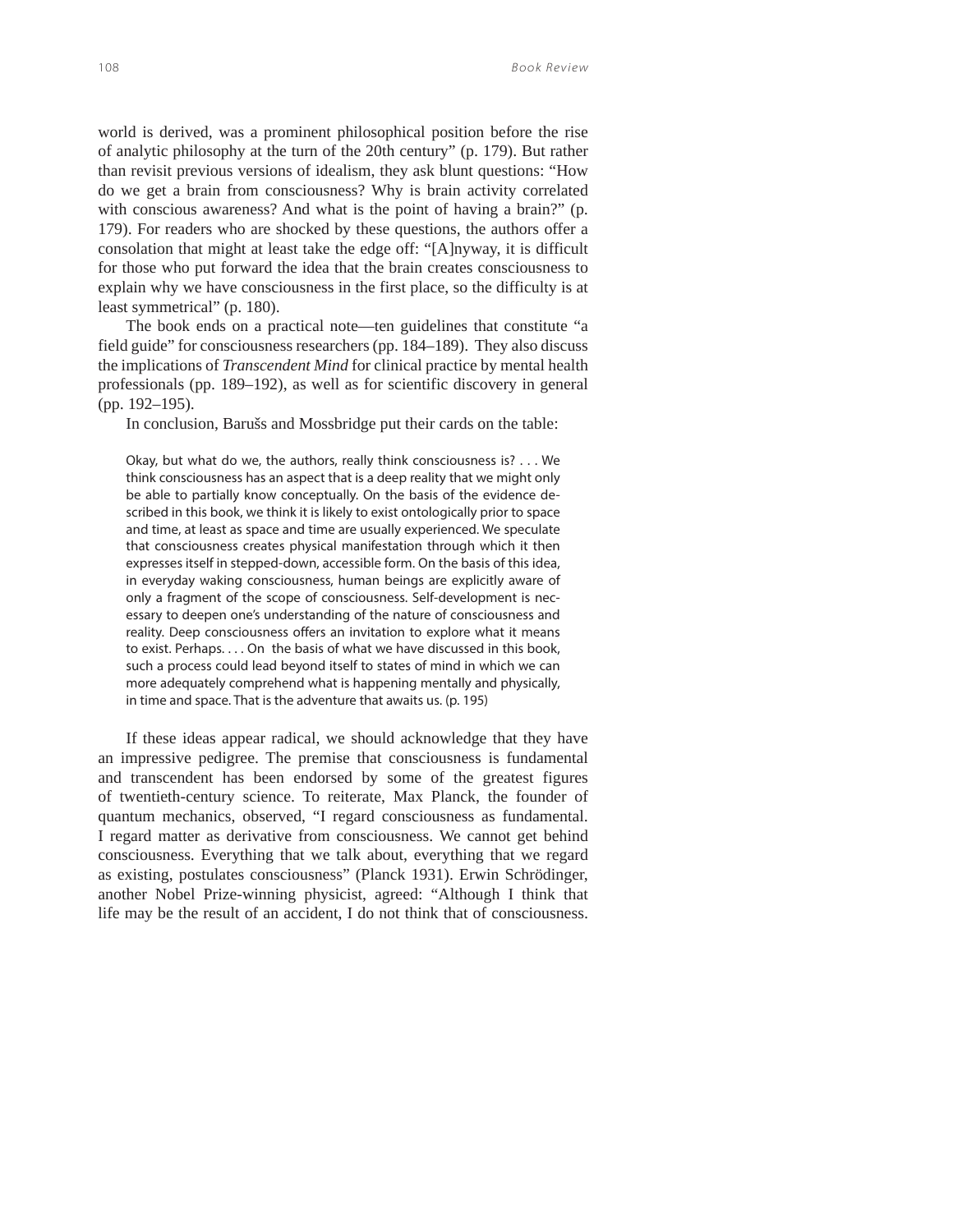world is derived, was a prominent philosophical position before the rise of analytic philosophy at the turn of the 20th century" (p. 179). But rather than revisit previous versions of idealism, they ask blunt questions: "How do we get a brain from consciousness? Why is brain activity correlated with conscious awareness? And what is the point of having a brain?" (p. 179). For readers who are shocked by these questions, the authors offer a consolation that might at least take the edge off: "[A]nyway, it is difficult for those who put forward the idea that the brain creates consciousness to explain why we have consciousness in the first place, so the difficulty is at least symmetrical" (p. 180).

The book ends on a practical note—ten guidelines that constitute "a field guide" for consciousness researchers (pp. 184–189). They also discuss the implications of *Transcendent Mind* for clinical practice by mental health professionals (pp. 189–192), as well as for scientific discovery in general (pp. 192–195).

In conclusion, Barušs and Mossbridge put their cards on the table:

> Okay, but what do we, the authors, really think consciousness is? . . . We think consciousness has an aspect that is a deep reality that we might only be able to partially know conceptually. On the basis of the evidence described in this book, we think it is likely to exist ontologically prior to space and time, at least as space and time are usually experienced. We speculate that consciousness creates physical manifestation through which it then expresses itself in stepped-down, accessible form. On the basis of this idea, in everyday waking consciousness, human beings are explicitly aware of only a fragment of the scope of consciousness. Self-development is necessary to deepen one's understanding of the nature of consciousness and reality. Deep consciousness offers an invitation to explore what it means to exist. Perhaps. . . . On the basis of what we have discussed in this book, such a process could lead beyond itself to states of mind in which we can more adequately comprehend what is happening mentally and physically, in time and space. That is the adventure that awaits us. (p. 195)

If these ideas appear radical, we should acknowledge that they have an impressive pedigree. The premise that consciousness is fundamental and transcendent has been endorsed by some of the greatest figures of twentieth-century science. To reiterate, Max Planck, the founder of quantum mechanics, observed, "I regard consciousness as fundamental. I regard matter as derivative from consciousness. We cannot get behind consciousness. Everything that we talk about, everything that we regard as existing, postulates consciousness" (Planck 1931). Erwin Schrödinger, another Nobel Prize-winning physicist, agreed: "Although I think that life may be the result of an accident, I do not think that of consciousness.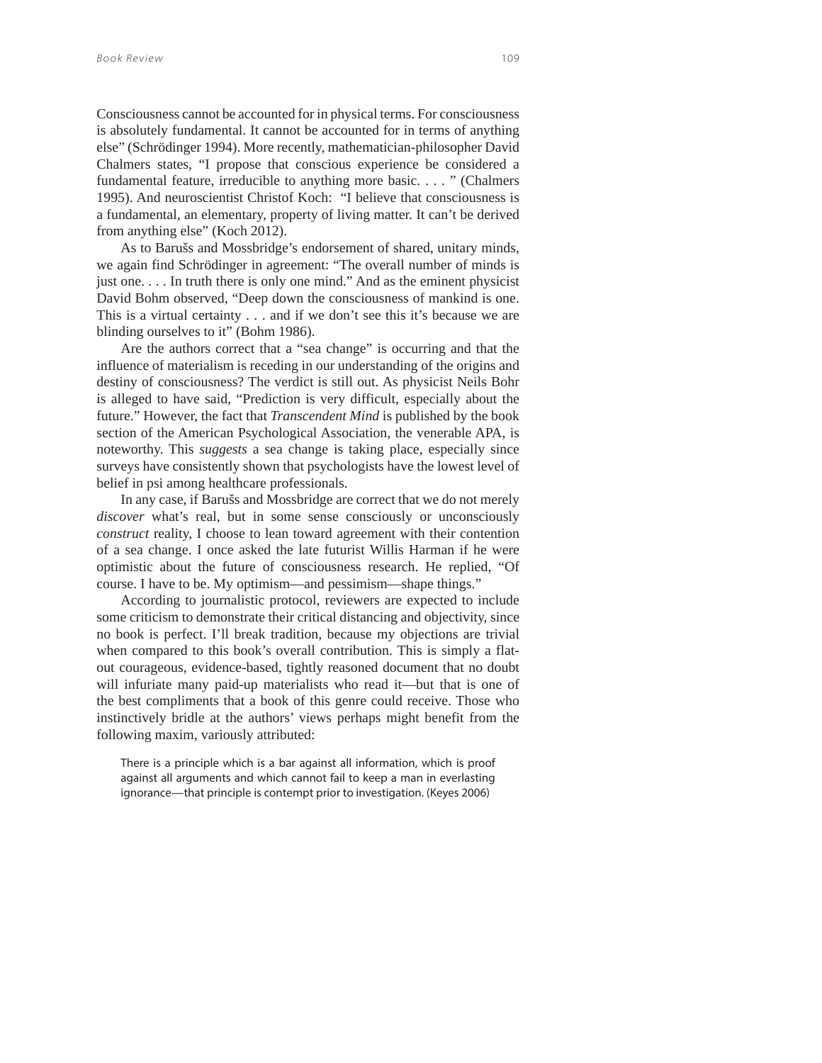Consciousness cannot be accounted for in physical terms. For consciousness is absolutely fundamental. It cannot be accounted for in terms of anything else" (Schrödinger 1994). More recently, mathematician-philosopher David Chalmers states, "I propose that conscious experience be considered a fundamental feature, irreducible to anything more basic. . . . " (Chalmers 1995). And neuroscientist Christof Koch: "I believe that consciousness is a fundamental, an elementary, property of living matter. It can't be derived from anything else" (Koch 2012).

As to Barušs and Mossbridge's endorsement of shared, unitary minds, we again find Schrödinger in agreement: "The overall number of minds is just one. . . . In truth there is only one mind." And as the eminent physicist David Bohm observed, "Deep down the consciousness of mankind is one. This is a virtual certainty . . . and if we don't see this it's because we are blinding ourselves to it" (Bohm 1986).

Are the authors correct that a "sea change" is occurring and that the influence of materialism is receding in our understanding of the origins and destiny of consciousness? The verdict is still out. As physicist Neils Bohr is alleged to have said, "Prediction is very difficult, especially about the future." However, the fact that *Transcendent Mind* is published by the book section of the American Psychological Association, the venerable APA, is noteworthy. This *suggests* a sea change is taking place, especially since surveys have consistently shown that psychologists have the lowest level of belief in psi among healthcare professionals.

In any case, if Barušs and Mossbridge are correct that we do not merely *discover* what's real, but in some sense consciously or unconsciously *construct* reality, I choose to lean toward agreement with their contention of a sea change. I once asked the late futurist Willis Harman if he were optimistic about the future of consciousness research. He replied, "Of course. I have to be. My optimism—and pessimism—shape things."

According to journalistic protocol, reviewers are expected to include some criticism to demonstrate their critical distancing and objectivity, since no book is perfect. I'll break tradition, because my objections are trivial when compared to this book's overall contribution. This is simply a flat-out courageous, evidence-based, tightly reasoned document that no doubt will infuriate many paid-up materialists who read it—but that is one of the best compliments that a book of this genre could receive. Those who instinctively bridle at the authors' views perhaps might benefit from the following maxim, variously attributed:

> There is a principle which is a bar against all information, which is proof against all arguments and which cannot fail to keep a man in everlasting ignorance—that principle is contempt prior to investigation. (Keyes 2006)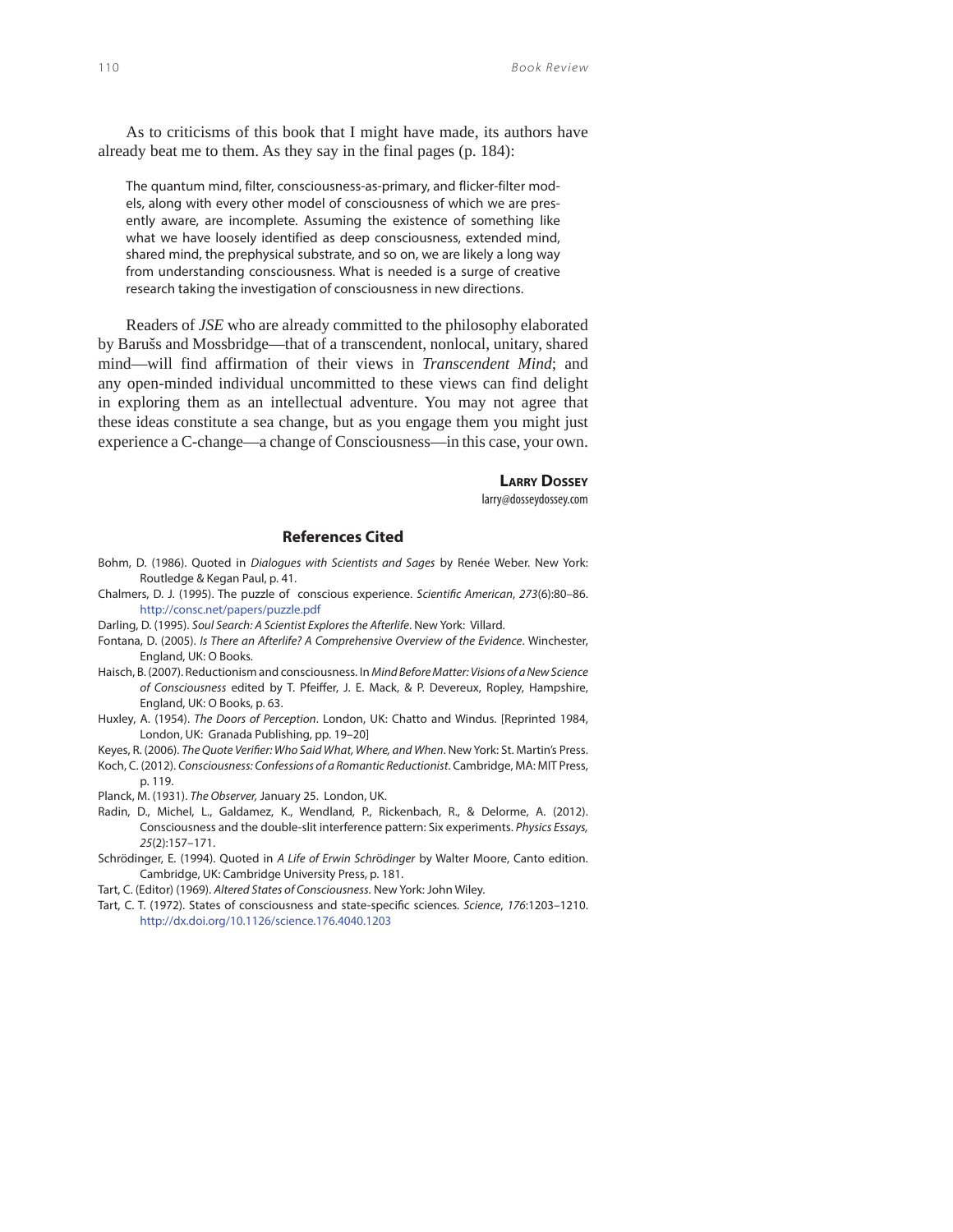As to criticisms of this book that I might have made, its authors have already beat me to them. As they say in the final pages (p. 184):

> The quantum mind, filter, consciousness-as-primary, and flicker-filter models, along with every other model of consciousness of which we are presently aware, are incomplete. Assuming the existence of something like what we have loosely identified as deep consciousness, extended mind, shared mind, the prephysical substrate, and so on, we are likely a long way from understanding consciousness. What is needed is a surge of creative research taking the investigation of consciousness in new directions.

Readers of *JSE* who are already committed to the philosophy elaborated by Barušs and Mossbridge—that of a transcendent, nonlocal, unitary, shared mind—will find affirmation of their views in *Transcendent Mind*; and any open-minded individual uncommitted to these views can find delight in exploring them as an intellectual adventure. You may not agree that these ideas constitute a sea change, but as you engage them you might just experience a C-change—a change of Consciousness—in this case, your own.

**Larry Dossey**
larry@dosseydossey.com

## References Cited

Bohm, D. (1986). Quoted in *Dialogues with Scientists and Sages* by Renée Weber. New York: Routledge & Kegan Paul, p. 41.

Chalmers, D. J. (1995). The puzzle of conscious experience. *Scientific American*, *273*(6):80–86. http://consc.net/papers/puzzle.pdf

Darling, D. (1995). *Soul Search: A Scientist Explores the Afterlife*. New York: Villard.

Fontana, D. (2005). *Is There an Afterlife? A Comprehensive Overview of the Evidence*. Winchester, England, UK: O Books.

Haisch, B. (2007). Reductionism and consciousness. In *Mind Before Matter: Visions of a New Science of Consciousness* edited by T. Pfeiffer, J. E. Mack, & P. Devereux, Ropley, Hampshire, England, UK: O Books, p. 63.

Huxley, A. (1954). *The Doors of Perception*. London, UK: Chatto and Windus. [Reprinted 1984, London, UK: Granada Publishing, pp. 19–20]

Keyes, R. (2006). *The Quote Verifier: Who Said What, Where, and When*. New York: St. Martin's Press.

Koch, C. (2012). *Consciousness: Confessions of a Romantic Reductionist*. Cambridge, MA: MIT Press, p. 119.

Planck, M. (1931). *The Observer,* January 25. London, UK.

Radin, D., Michel, L., Galdamez, K., Wendland, P., Rickenbach, R., & Delorme, A. (2012). Consciousness and the double-slit interference pattern: Six experiments. *Physics Essays, 25*(2):157–171.

Schrödinger, E. (1994). Quoted in *A Life of Erwin Schrödinger* by Walter Moore, Canto edition. Cambridge, UK: Cambridge University Press, p. 181.

Tart, C. (Editor) (1969). *Altered States of Consciousness*. New York: John Wiley.

Tart, C. T. (1972). States of consciousness and state-specific sciences. *Science*, *176*:1203–1210. http://dx.doi.org/10.1126/science.176.4040.1203